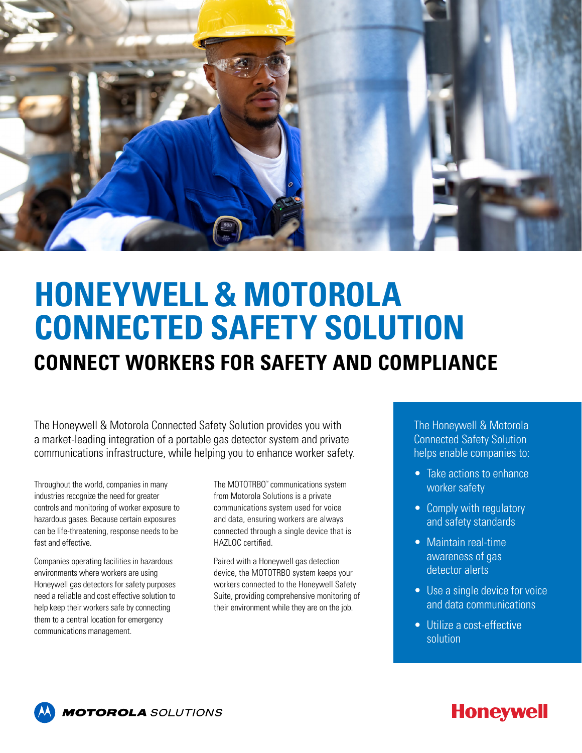# HONEYWELL & MOTOROLA CONNECTED SAFETY SOLUTION

## CONNECT WORKERS FOR SAFETY AND COMPLIANCE

The Honeywell & Motorola Connected Safety Solution provides you with a market-leading integration of a portable gas detector system and private communications infrastructure, while helping you to enhance worker safety.

Throughout the world, companies in many industries recognize the need for greater controls and monitoring of worker exposure to hazardous gases. Because certain exposures can be life-threatening, response needs to be fast and effective.

Companies operating facilities in hazardous environments where workers are using Honeywell gas detectors for safety purposes need a reliable and cost effective solution to help keep their workers safe by connecting them to a central location for emergency communications management.

The MOTOTRBO™ communications system from Motorola Solutions is a private communications system used for voice and data, ensuring workers are always connected through a single device that is HAZLOC certified.

Paired with a Honeywell gas detection device, the MOTOTRBO system keeps your workers connected to the Honeywell Safety Suite, providing comprehensive monitoring of their environment while they are on the job.

The Honeywell & Motorola Connected Safety Solution helps enable companies to:

- Take actions to enhance worker safety
- Comply with regulatory and safety standards
- Maintain real-time awareness of gas detector alerts
- Use a single device for voice and data communications
- Utilize a cost-effective solution

MOTOROLA SOLUTIONS

Honeywell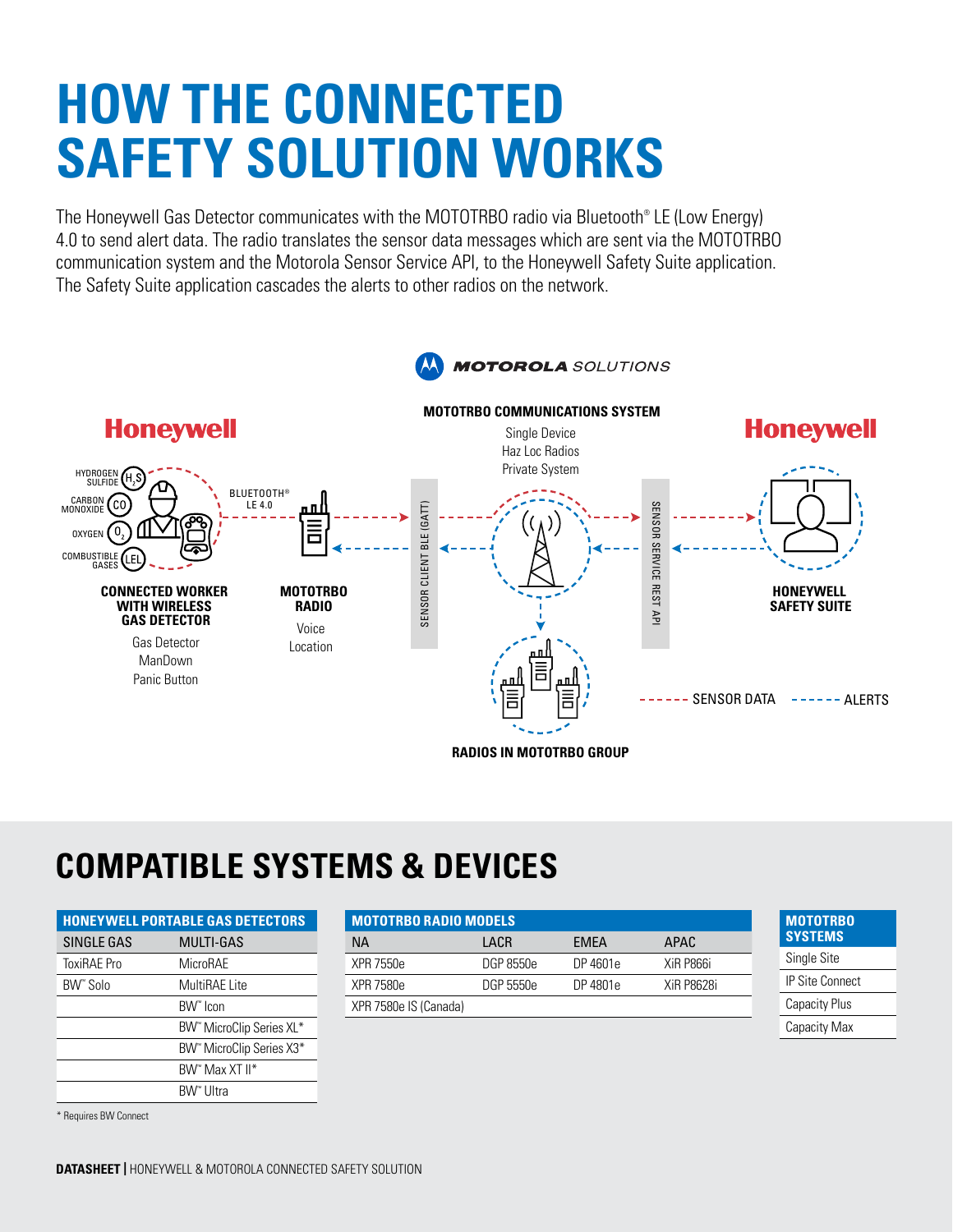# HOW THE CONNECTED SAFETY SOLUTION WORKS

The Honeywell Gas Detector communicates with the MOTOTRBO radio via Bluetooth® LE (Low Energy) 4.0 to send alert data. The radio translates the sensor data messages which are sent via the MOTOTRBO communication system and the Motorola Sensor Service API, to the Honeywell Safety Suite application. The Safety Suite application cascades the alerts to other radios on the network.

MOTOROLA SOLUTIONS

Honeywell

HYDROGEN SULFIDE $H_2S$

CARBON MONOXIDE CO

OXYGEN $O_2$

COMBUSTIBLE GASES LEL

BLUETOOTH® LE 4.0

**CONNECTED WORKER WITH WIRELESS GAS DETECTOR**

Gas Detector
ManDown
Panic Button

**MOTOTRBO RADIO**

Voice
Location

SENSOR CLIENT BLE (GATT)

**MOTOTRBO COMMUNICATIONS SYSTEM**

Single Device
Haz Loc Radios
Private System

SENSOR SERVICE REST API

Honeywell

**HONEYWELL SAFETY SUITE**

**RADIOS IN MOTOTRBO GROUP**

SENSOR DATA — ALERTS

## COMPATIBLE SYSTEMS & DEVICES

| HONEYWELL PORTABLE GAS DETECTORS | |
|---|---|
| SINGLE GAS | MULTI-GAS |
| ToxiRAE Pro | MicroRAE |
| BW™ Solo | MultiRAE Lite |
| | BW™ Icon |
| | BW™ MicroClip Series XL* |
| | BW™ MicroClip Series X3* |
| | BW™ Max XT II* |
| | BW™ Ultra |

\* Requires BW Connect

| MOTOTRBO RADIO MODELS | | | |
|---|---|---|---|
| NA | LACR | EMEA | APAC |
| XPR 7550e | DGP 8550e | DP 4601e | XiR P866i |
| XPR 7580e | DGP 5550e | DP 4801e | XiR P8628i |
| XPR 7580e IS (Canada) | | | |

| MOTOTRBO SYSTEMS |
|---|
| Single Site |
| IP Site Connect |
| Capacity Plus |
| Capacity Max |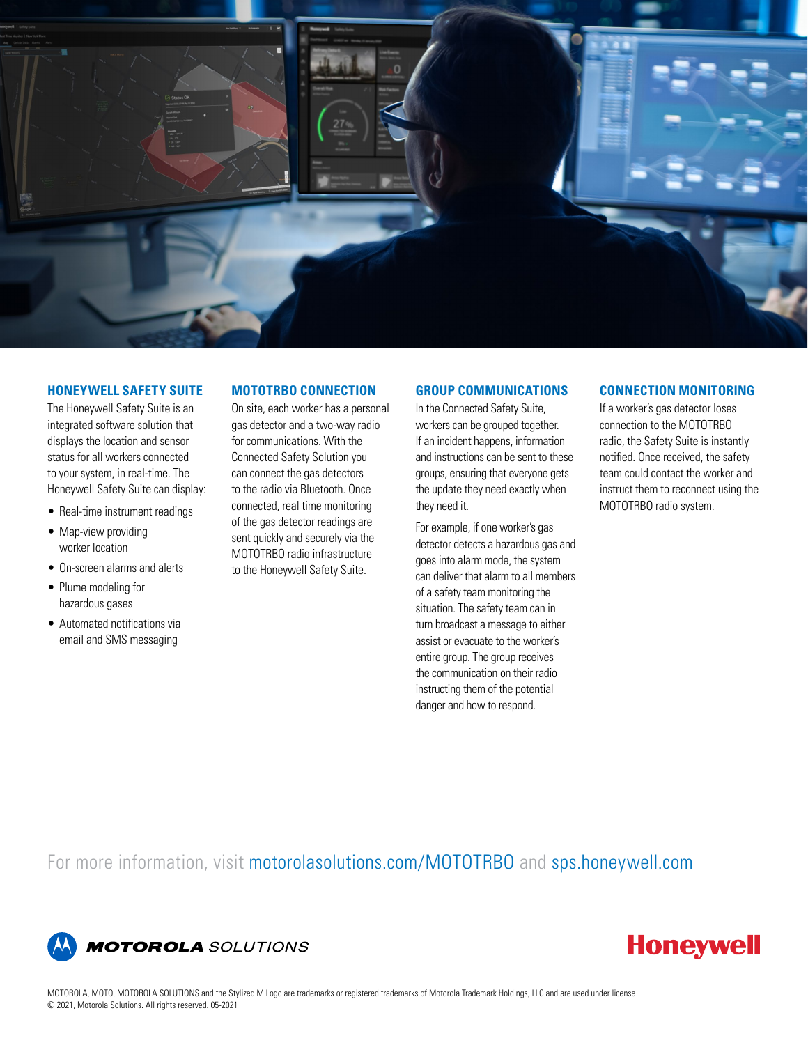## HONEYWELL SAFETY SUITE

The Honeywell Safety Suite is an integrated software solution that displays the location and sensor status for all workers connected to your system, in real-time. The Honeywell Safety Suite can display:

- Real-time instrument readings
- Map-view providing worker location
- On-screen alarms and alerts
- Plume modeling for hazardous gases
- Automated notifications via email and SMS messaging

## MOTOTRBO CONNECTION

On site, each worker has a personal gas detector and a two-way radio for communications. With the Connected Safety Solution you can connect the gas detectors to the radio via Bluetooth. Once connected, real time monitoring of the gas detector readings are sent quickly and securely via the MOTOTRBO radio infrastructure to the Honeywell Safety Suite.

## GROUP COMMUNICATIONS

In the Connected Safety Suite, workers can be grouped together. If an incident happens, information and instructions can be sent to these groups, ensuring that everyone gets the update they need exactly when they need it.

For example, if one worker's gas detector detects a hazardous gas and goes into alarm mode, the system can deliver that alarm to all members of a safety team monitoring the situation. The safety team can in turn broadcast a message to either assist or evacuate to the worker's entire group. The group receives the communication on their radio instructing them of the potential danger and how to respond.

## CONNECTION MONITORING

If a worker's gas detector loses connection to the MOTOTRBO radio, the Safety Suite is instantly notified. Once received, the safety team could contact the worker and instruct them to reconnect using the MOTOTRBO radio system.

For more information, visit motorolasolutions.com/MOTOTRBO and sps.honeywell.com

MOTOROLA SOLUTIONS

Honeywell

MOTOROLA, MOTO, MOTOROLA SOLUTIONS and the Stylized M Logo are trademarks or registered trademarks of Motorola Trademark Holdings, LLC and are used under license.
© 2021, Motorola Solutions. All rights reserved. 05-2021